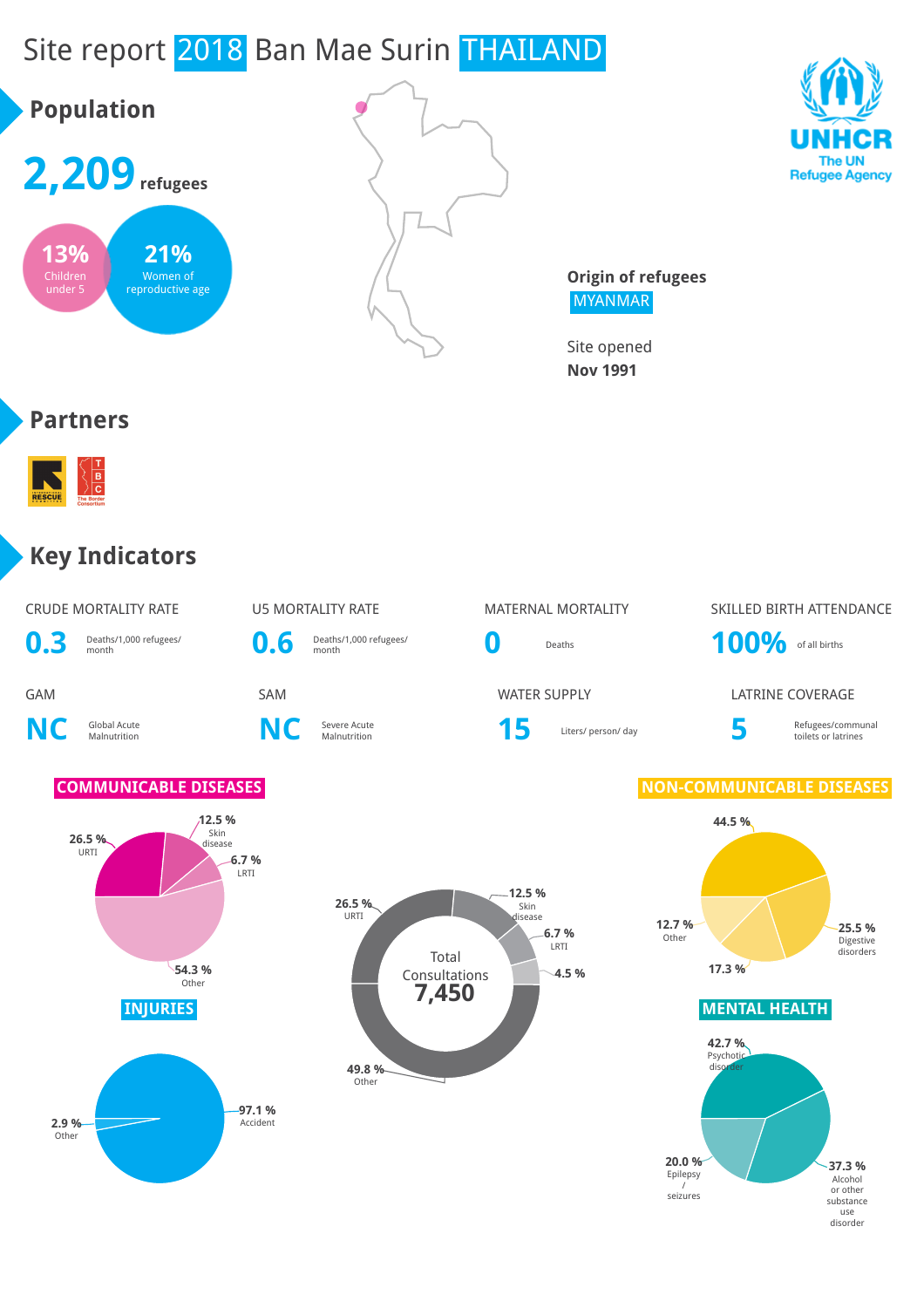# Site report 2018 Ban Mae Surin THAILAND

UNHCR
The UN Refugee Agency

## Population

**2,209** refugees

**13%** Children under 5

**21%** Women of reproductive age

**Origin of refugees**
MYANMAR

Site opened
**Nov 1991**

## Partners

## Key Indicators

| CRUDE MORTALITY RATE | U5 MORTALITY RATE | MATERNAL MORTALITY | SKILLED BIRTH ATTENDANCE |
|---|---|---|---|
| **0.3** Deaths/1,000 refugees/ month | **0.6** Deaths/1,000 refugees/ month | **0** Deaths | **100%** of all births |

| GAM | SAM | WATER SUPPLY | LATRINE COVERAGE |
|---|---|---|---|
| **NC** Global Acute Malnutrition | **NC** Severe Acute Malnutrition | **15** Liters/ person/ day | **5** Refugees/communal toilets or latrines |

### COMMUNICABLE DISEASES

- 26.5 % URTI
- 12.5 % Skin disease
- 6.7 % LRTI
- 54.3 % Other

### Total Consultations 7,450

- 26.5 % URTI
- 12.5 % Skin disease
- 6.7 % LRTI
- 4.5 %
- 49.8 % Other

### NON-COMMUNICABLE DISEASES

- 44.5 %
- 25.5 % Digestive disorders
- 17.3 %
- 12.7 % Other

### INJURIES

- 97.1 % Accident
- 2.9 % Other

### MENTAL HEALTH

- 42.7 % Psychotic disorder
- 37.3 % Alcohol or other substance use disorder
- 20.0 % Epilepsy / seizures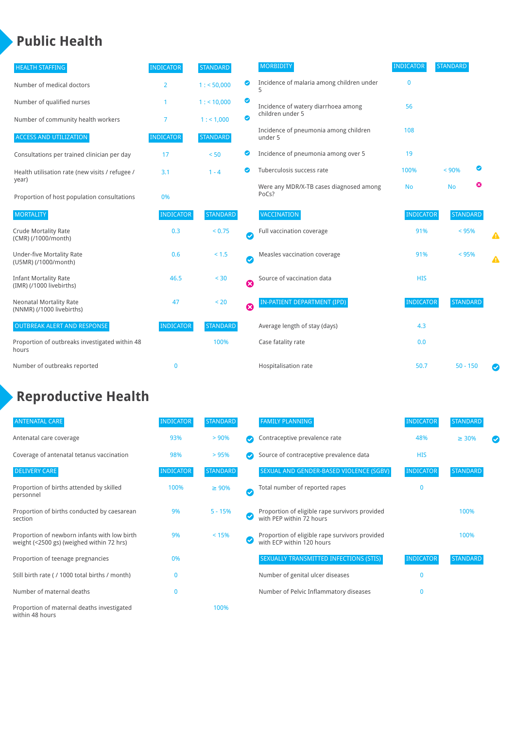# Public Health

| HEALTH STAFFING | INDICATOR | STANDARD | |
|---|---|---|---|
| Number of medical doctors | 2 | 1 : < 50,000 | ✔ |
| Number of qualified nurses | 1 | 1 : < 10,000 | ✔ |
| Number of community health workers | 7 | 1 : < 1,000 | ✔ |

| ACCESS AND UTILIZATION | INDICATOR | STANDARD | |
|---|---|---|---|
| Consultations per trained clinician per day | 17 | < 50 | ✔ |
| Health utilisation rate (new visits / refugee / year) | 3.1 | 1 - 4 | ✔ |
| Proportion of host population consultations | 0% | | |

| MORTALITY | INDICATOR | STANDARD | |
|---|---|---|---|
| Crude Mortality Rate (CMR) (/1000/month) | 0.3 | < 0.75 | ✔ |
| Under-five Mortality Rate (U5MR) (/1000/month) | 0.6 | < 1.5 | ✔ |
| Infant Mortality Rate (IMR) (/1000 livebirths) | 46.5 | < 30 | ✖ |
| Neonatal Mortality Rate (NNMR) (/1000 livebirths) | 47 | < 20 | ✖ |

| OUTBREAK ALERT AND RESPONSE | INDICATOR | STANDARD |
|---|---|---|
| Proportion of outbreaks investigated within 48 hours | | 100% |
| Number of outbreaks reported | 0 | |

| MORBIDITY | INDICATOR | STANDARD | |
|---|---|---|---|
| Incidence of malaria among children under 5 | 0 | | |
| Incidence of watery diarrhoea among children under 5 | 56 | | |
| Incidence of pneumonia among children under 5 | 108 | | |
| Incidence of pneumonia among over 5 | 19 | | |
| Tuberculosis success rate | 100% | < 90% | ✔ |
| Were any MDR/X-TB cases diagnosed among PoCs? | No | No | ✖ |

| VACCINATION | INDICATOR | STANDARD | |
|---|---|---|---|
| Full vaccination coverage | 91% | < 95% | ⚠ |
| Measles vaccination coverage | 91% | < 95% | ⚠ |
| Source of vaccination data | HIS | | |

| IN-PATIENT DEPARTMENT (IPD) | INDICATOR | STANDARD | |
|---|---|---|---|
| Average length of stay (days) | 4.3 | | |
| Case fatality rate | 0.0 | | |
| Hospitalisation rate | 50.7 | 50 - 150 | ✔ |

# Reproductive Health

| ANTENATAL CARE | INDICATOR | STANDARD | |
|---|---|---|---|
| Antenatal care coverage | 93% | > 90% | ✔ |
| Coverage of antenatal tetanus vaccination | 98% | > 95% | ✔ |

| DELIVERY CARE | INDICATOR | STANDARD | |
|---|---|---|---|
| Proportion of births attended by skilled personnel | 100% | ≥ 90% | ✔ |
| Proportion of births conducted by caesarean section | 9% | 5 - 15% | ✔ |
| Proportion of newborn infants with low birth weight (<2500 gs) (weighed within 72 hrs) | 9% | < 15% | ✔ |
| Proportion of teenage pregnancies | 0% | | |
| Still birth rate ( / 1000 total births / month) | 0 | | |
| Number of maternal deaths | 0 | | |
| Proportion of maternal deaths investigated within 48 hours | | 100% | |

| FAMILY PLANNING | INDICATOR | STANDARD | |
|---|---|---|---|
| Contraceptive prevalence rate | 48% | ≥ 30% | ✔ |
| Source of contraceptive prevalence data | HIS | | |

| SEXUAL AND GENDER-BASED VIOLENCE (SGBV) | INDICATOR | STANDARD |
|---|---|---|
| Total number of reported rapes | 0 | |
| Proportion of eligible rape survivors provided with PEP within 72 hours | | 100% |
| Proportion of eligible rape survivors provided with ECP within 120 hours | | 100% |

| SEXUALLY TRANSMITTED INFECTIONS (STIS) | INDICATOR | STANDARD |
|---|---|---|
| Number of genital ulcer diseases | 0 | |
| Number of Pelvic Inflammatory diseases | 0 | |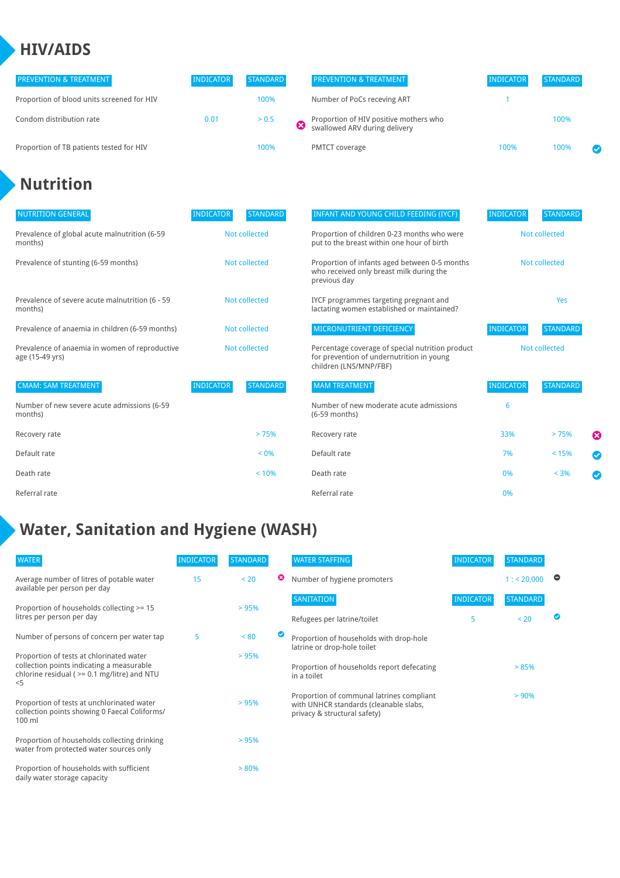# HIV/AIDS

| PREVENTION & TREATMENT | INDICATOR | STANDARD | |
|---|---|---|---|
| Proportion of blood units screened for HIV | | 100% | |
| Condom distribution rate | 0.01 | > 0.5 | ✖ |
| Proportion of TB patients tested for HIV | | 100% | |

| PREVENTION & TREATMENT | INDICATOR | STANDARD | |
|---|---|---|---|
| Number of PoCs receving ART | 1 | | |
| Proportion of HIV positive mothers who swallowed ARV during delivery | | 100% | |
| PMTCT coverage | 100% | 100% | ✔ |

# Nutrition

| NUTRITION GENERAL | INDICATOR | STANDARD |
|---|---|---|
| Prevalence of global acute malnutrition (6-59 months) | Not collected | |
| Prevalence of stunting (6-59 months) | Not collected | |
| Prevalence of severe acute malnutrition (6 - 59 months) | Not collected | |
| Prevalence of anaemia in children (6-59 months) | Not collected | |
| Prevalence of anaemia in women of reproductive age (15-49 yrs) | Not collected | |

| INFANT AND YOUNG CHILD FEEDING (IYCF) | INDICATOR | STANDARD |
|---|---|---|
| Proportion of children 0-23 months who were put to the breast within one hour of birth | Not collected | |
| Proportion of infants aged between 0-5 months who received only breast milk during the previous day | Not collected | |
| IYCF programmes targeting pregnant and lactating women established or maintained? | | Yes |

| MICRONUTRIENT DEFICIENCY | INDICATOR | STANDARD |
|---|---|---|
| Percentage coverage of special nutrition product for prevention of undernutrition in young children (LNS/MNP/FBF) | Not collected | |

| CMAM: SAM TREATMENT | INDICATOR | STANDARD |
|---|---|---|
| Number of new severe acute admissions (6-59 months) | | |
| Recovery rate | | > 75% |
| Default rate | | < 0% |
| Death rate | | < 10% |
| Referral rate | | |

| MAM TREATMENT | INDICATOR | STANDARD | |
|---|---|---|---|
| Number of new moderate acute admissions (6-59 months) | 6 | | |
| Recovery rate | 33% | > 75% | ✖ |
| Default rate | 7% | < 15% | ✔ |
| Death rate | 0% | < 3% | ✔ |
| Referral rate | 0% | | |

# Water, Sanitation and Hygiene (WASH)

| WATER | INDICATOR | STANDARD | |
|---|---|---|---|
| Average number of litres of potable water available per person per day | 15 | < 20 | ✖ |
| Proportion of households collecting >= 15 litres per person per day | | > 95% | |
| Number of persons of concern per water tap | 5 | < 80 | ✔ |
| Proportion of tests at chlorinated water collection points indicating a measurable chlorine residual ( >= 0.1 mg/litre) and NTU <5 | | > 95% | |
| Proportion of tests at unchlorinated water collection points showing 0 Faecal Coliforms/ 100 ml | | > 95% | |
| Proportion of households collecting drinking water from protected water sources only | | > 95% | |
| Proportion of households with sufficient daily water storage capacity | | > 80% | |

| WATER STAFFING | INDICATOR | STANDARD | |
|---|---|---|---|
| Number of hygiene promoters | | 1 : < 20,000 | ⊖ |

| SANITATION | INDICATOR | STANDARD | |
|---|---|---|---|
| Refugees per latrine/toilet | 5 | < 20 | ✔ |
| Proportion of households with drop-hole latrine or drop-hole toilet | | | |
| Proportion of households report defecating in a toilet | | > 85% | |
| Proportion of communal latrines compliant with UNHCR standards (cleanable slabs, privacy & structural safety) | | > 90% | |